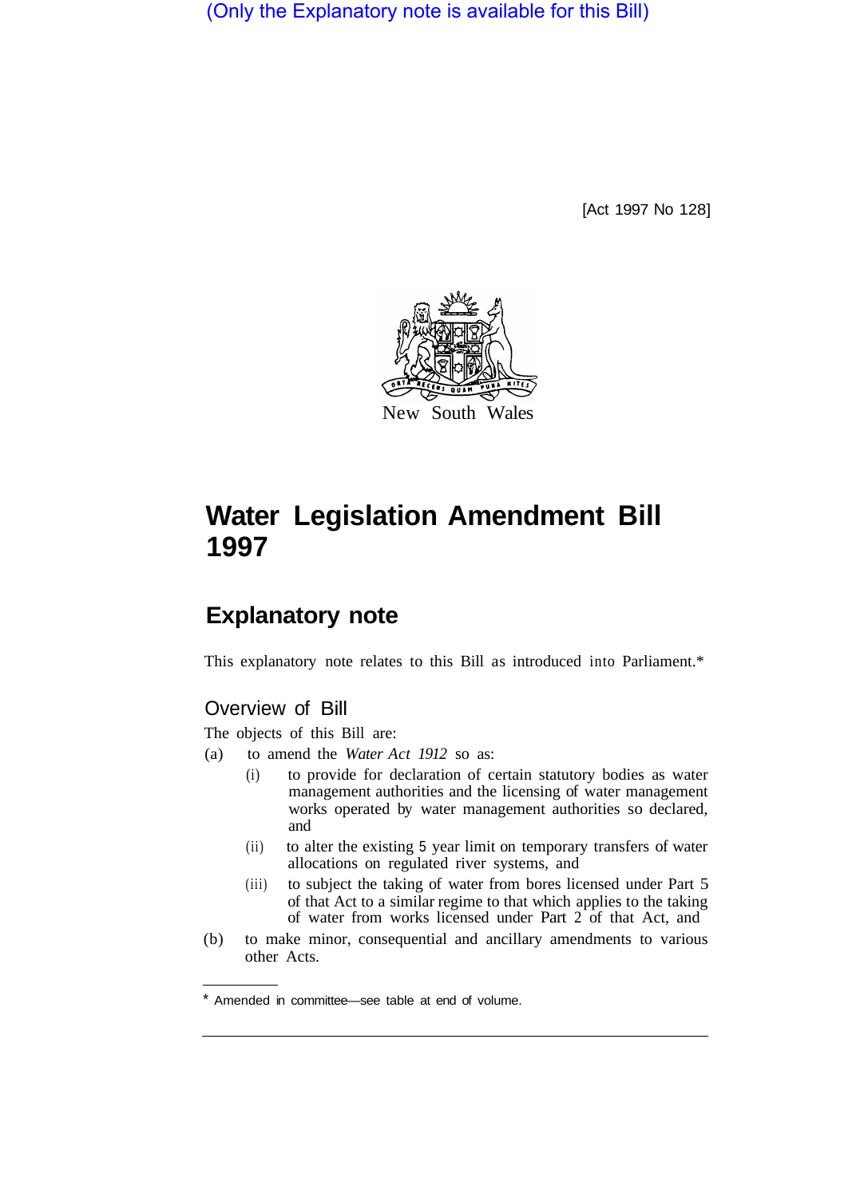(Only the Explanatory note is available for this Bill)

[Act 1997 No 128]

New South Wales

# Water Legislation Amendment Bill 1997

## Explanatory note

This explanatory note relates to this Bill as introduced into Parliament.*

### Overview of Bill

The objects of this Bill are:

(a) to amend the *Water Act 1912* so as:

  (i) to provide for declaration of certain statutory bodies as water management authorities and the licensing of water management works operated by water management authorities so declared, and

  (ii) to alter the existing 5 year limit on temporary transfers of water allocations on regulated river systems, and

  (iii) to subject the taking of water from bores licensed under Part 5 of that Act to a similar regime to that which applies to the taking of water from works licensed under Part 2 of that Act, and

(b) to make minor, consequential and ancillary amendments to various other Acts.

* Amended in committee—see table at end of volume.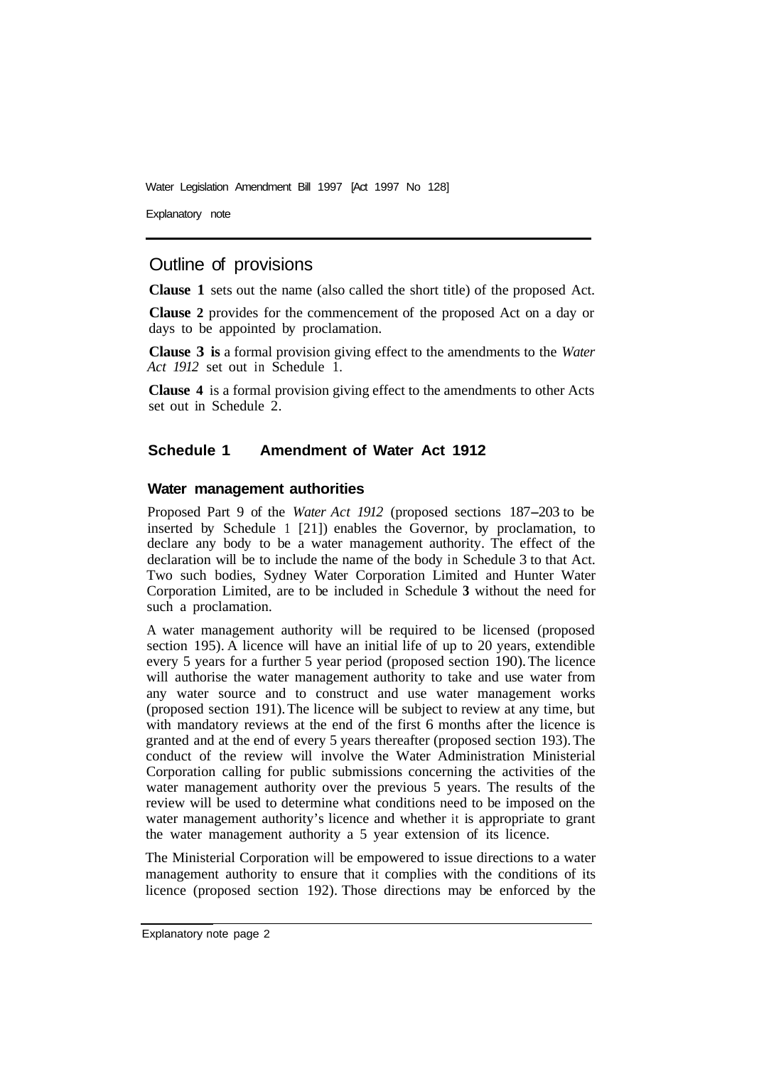## Outline of provisions

**Clause 1** sets out the name (also called the short title) of the proposed Act.

**Clause 2** provides for the commencement of the proposed Act on a day or days to be appointed by proclamation.

**Clause 3 is** a formal provision giving effect to the amendments to the *Water Act 1912* set out in Schedule 1.

**Clause 4** is a formal provision giving effect to the amendments to other Acts set out in Schedule 2.

### Schedule 1 Amendment of Water Act 1912

#### Water management authorities

Proposed Part 9 of the *Water Act 1912* (proposed sections 187–203 to be inserted by Schedule 1 [21]) enables the Governor, by proclamation, to declare any body to be a water management authority. The effect of the declaration will be to include the name of the body in Schedule 3 to that Act. Two such bodies, Sydney Water Corporation Limited and Hunter Water Corporation Limited, are to be included in Schedule **3** without the need for such a proclamation.

A water management authority will be required to be licensed (proposed section 195). A licence will have an initial life of up to 20 years, extendible every 5 years for a further 5 year period (proposed section 190). The licence will authorise the water management authority to take and use water from any water source and to construct and use water management works (proposed section 191). The licence will be subject to review at any time, but with mandatory reviews at the end of the first 6 months after the licence is granted and at the end of every 5 years thereafter (proposed section 193). The conduct of the review will involve the Water Administration Ministerial Corporation calling for public submissions concerning the activities of the water management authority over the previous 5 years. The results of the review will be used to determine what conditions need to be imposed on the water management authority's licence and whether it is appropriate to grant the water management authority a 5 year extension of its licence.

The Ministerial Corporation will be empowered to issue directions to a water management authority to ensure that it complies with the conditions of its licence (proposed section 192). Those directions may be enforced by the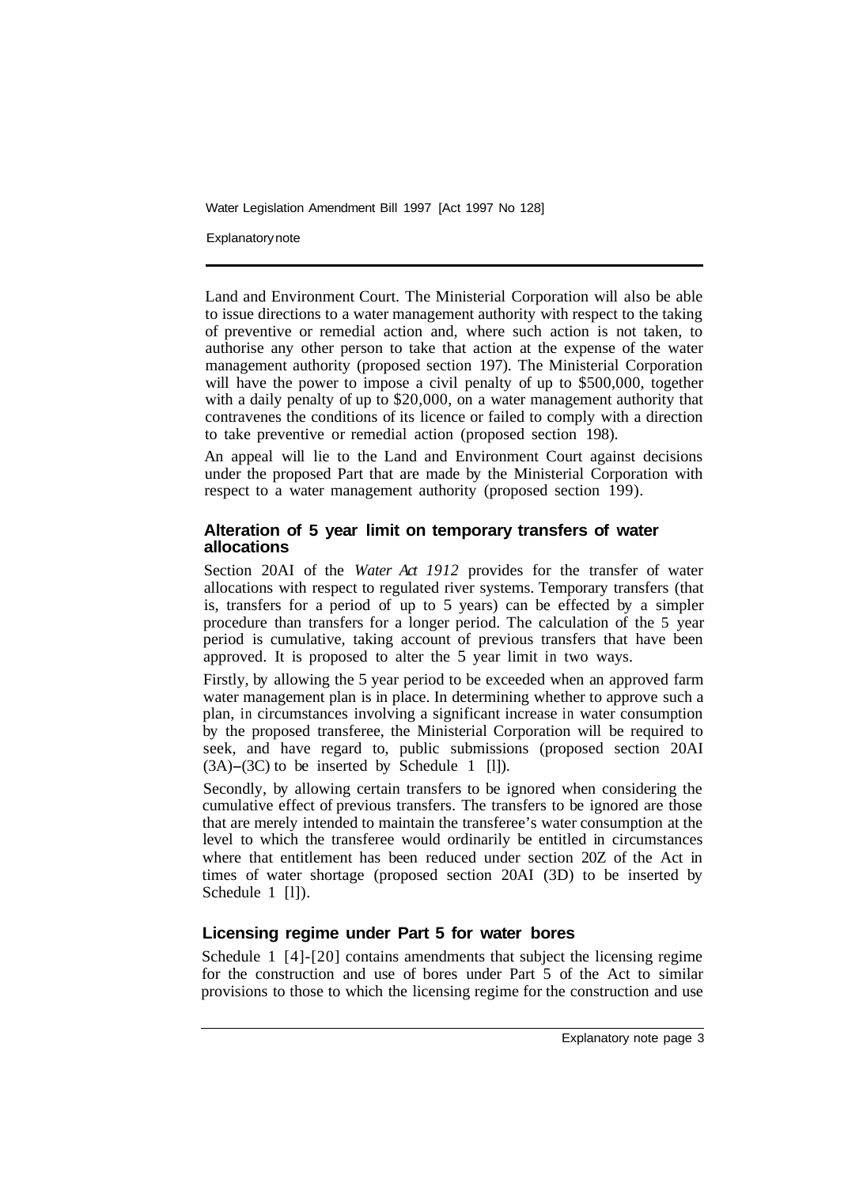Land and Environment Court. The Ministerial Corporation will also be able to issue directions to a water management authority with respect to the taking of preventive or remedial action and, where such action is not taken, to authorise any other person to take that action at the expense of the water management authority (proposed section 197). The Ministerial Corporation will have the power to impose a civil penalty of up to $500,000, together with a daily penalty of up to $20,000, on a water management authority that contravenes the conditions of its licence or failed to comply with a direction to take preventive or remedial action (proposed section 198).

An appeal will lie to the Land and Environment Court against decisions under the proposed Part that are made by the Ministerial Corporation with respect to a water management authority (proposed section 199).

### Alteration of 5 year limit on temporary transfers of water allocations

Section 20AI of the *Water Act 1912* provides for the transfer of water allocations with respect to regulated river systems. Temporary transfers (that is, transfers for a period of up to 5 years) can be effected by a simpler procedure than transfers for a longer period. The calculation of the 5 year period is cumulative, taking account of previous transfers that have been approved. It is proposed to alter the 5 year limit in two ways.

Firstly, by allowing the 5 year period to be exceeded when an approved farm water management plan is in place. In determining whether to approve such a plan, in circumstances involving a significant increase in water consumption by the proposed transferee, the Ministerial Corporation will be required to seek, and have regard to, public submissions (proposed section 20AI (3A)–(3C) to be inserted by Schedule 1 [l]).

Secondly, by allowing certain transfers to be ignored when considering the cumulative effect of previous transfers. The transfers to be ignored are those that are merely intended to maintain the transferee's water consumption at the level to which the transferee would ordinarily be entitled in circumstances where that entitlement has been reduced under section 20Z of the Act in times of water shortage (proposed section 20AI (3D) to be inserted by Schedule 1 [l]).

### Licensing regime under Part 5 for water bores

Schedule 1 [4]-[20] contains amendments that subject the licensing regime for the construction and use of bores under Part 5 of the Act to similar provisions to those to which the licensing regime for the construction and use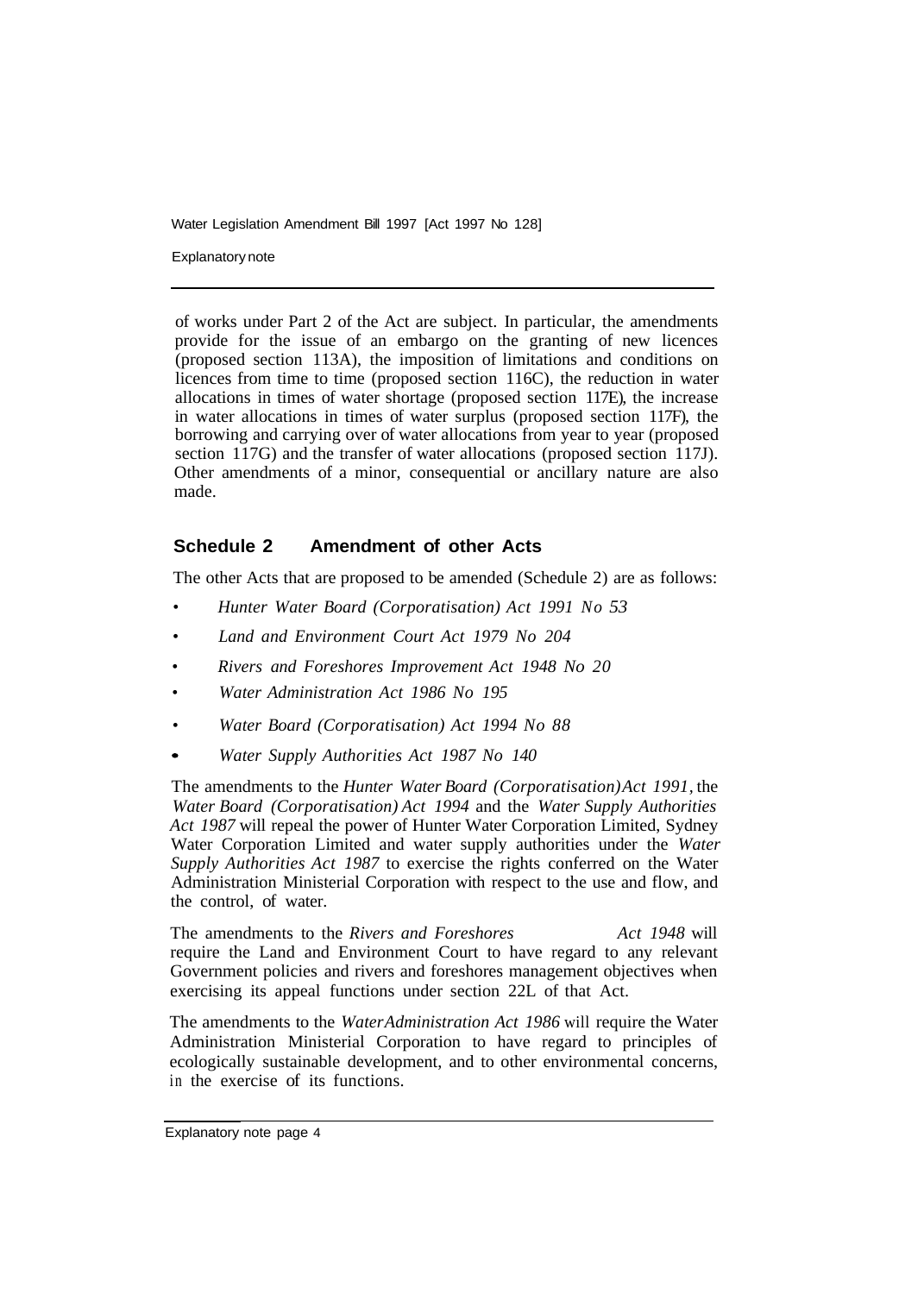of works under Part 2 of the Act are subject. In particular, the amendments provide for the issue of an embargo on the granting of new licences (proposed section 113A), the imposition of limitations and conditions on licences from time to time (proposed section 116C), the reduction in water allocations in times of water shortage (proposed section 117E), the increase in water allocations in times of water surplus (proposed section 117F), the borrowing and carrying over of water allocations from year to year (proposed section 117G) and the transfer of water allocations (proposed section 117J). Other amendments of a minor, consequential or ancillary nature are also made.

## Schedule 2 Amendment of other Acts

The other Acts that are proposed to be amended (Schedule 2) are as follows:

- *Hunter Water Board (Corporatisation) Act 1991 No 53*
- *Land and Environment Court Act 1979 No 204*
- *Rivers and Foreshores Improvement Act 1948 No 20*
- *Water Administration Act 1986 No 195*
- *Water Board (Corporatisation) Act 1994 No 88*
- *Water Supply Authorities Act 1987 No 140*

The amendments to the *Hunter Water Board (Corporatisation) Act 1991*, the *Water Board (Corporatisation) Act 1994* and the *Water Supply Authorities Act 1987* will repeal the power of Hunter Water Corporation Limited, Sydney Water Corporation Limited and water supply authorities under the *Water Supply Authorities Act 1987* to exercise the rights conferred on the Water Administration Ministerial Corporation with respect to the use and flow, and the control, of water.

The amendments to the *Rivers and Foreshores Act 1948* will require the Land and Environment Court to have regard to any relevant Government policies and rivers and foreshores management objectives when exercising its appeal functions under section 22L of that Act.

The amendments to the *Water Administration Act 1986* will require the Water Administration Ministerial Corporation to have regard to principles of ecologically sustainable development, and to other environmental concerns, in the exercise of its functions.